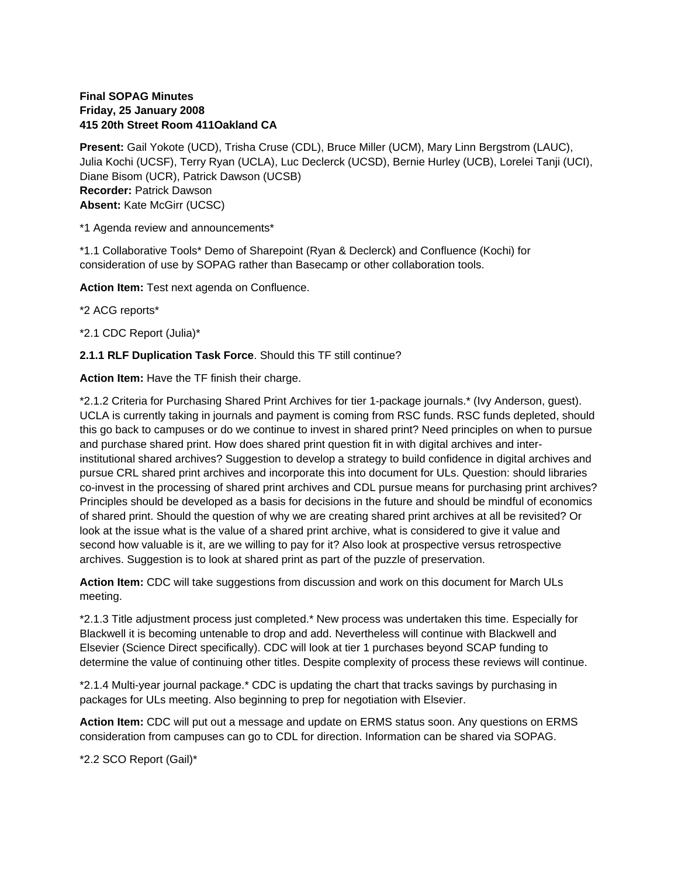**Final SOPAG Minutes**
**Friday, 25 January 2008**
**415 20th Street Room 411Oakland CA**

**Present:** Gail Yokote (UCD), Trisha Cruse (CDL), Bruce Miller (UCM), Mary Linn Bergstrom (LAUC), Julia Kochi (UCSF), Terry Ryan (UCLA), Luc Declerck (UCSD), Bernie Hurley (UCB), Lorelei Tanji (UCI), Diane Bisom (UCR), Patrick Dawson (UCSB)
**Recorder:** Patrick Dawson
**Absent:** Kate McGirr (UCSC)

*1 Agenda review and announcements*

*1.1 Collaborative Tools* Demo of Sharepoint (Ryan & Declerck) and Confluence (Kochi) for consideration of use by SOPAG rather than Basecamp or other collaboration tools.

**Action Item:** Test next agenda on Confluence.

*2 ACG reports*

*2.1 CDC Report (Julia)*

**2.1.1 RLF Duplication Task Force**. Should this TF still continue?

**Action Item:** Have the TF finish their charge.

*2.1.2 Criteria for Purchasing Shared Print Archives for tier 1-package journals.* (Ivy Anderson, guest). UCLA is currently taking in journals and payment is coming from RSC funds. RSC funds depleted, should this go back to campuses or do we continue to invest in shared print? Need principles on when to pursue and purchase shared print. How does shared print question fit in with digital archives and inter-institutional shared archives? Suggestion to develop a strategy to build confidence in digital archives and pursue CRL shared print archives and incorporate this into document for ULs. Question: should libraries co-invest in the processing of shared print archives and CDL pursue means for purchasing print archives? Principles should be developed as a basis for decisions in the future and should be mindful of economics of shared print. Should the question of why we are creating shared print archives at all be revisited? Or look at the issue what is the value of a shared print archive, what is considered to give it value and second how valuable is it, are we willing to pay for it? Also look at prospective versus retrospective archives. Suggestion is to look at shared print as part of the puzzle of preservation.

**Action Item:** CDC will take suggestions from discussion and work on this document for March ULs meeting.

*2.1.3 Title adjustment process just completed.* New process was undertaken this time. Especially for Blackwell it is becoming untenable to drop and add. Nevertheless will continue with Blackwell and Elsevier (Science Direct specifically). CDC will look at tier 1 purchases beyond SCAP funding to determine the value of continuing other titles. Despite complexity of process these reviews will continue.

*2.1.4 Multi-year journal package.* CDC is updating the chart that tracks savings by purchasing in packages for ULs meeting. Also beginning to prep for negotiation with Elsevier.

**Action Item:** CDC will put out a message and update on ERMS status soon. Any questions on ERMS consideration from campuses can go to CDL for direction. Information can be shared via SOPAG.

*2.2 SCO Report (Gail)*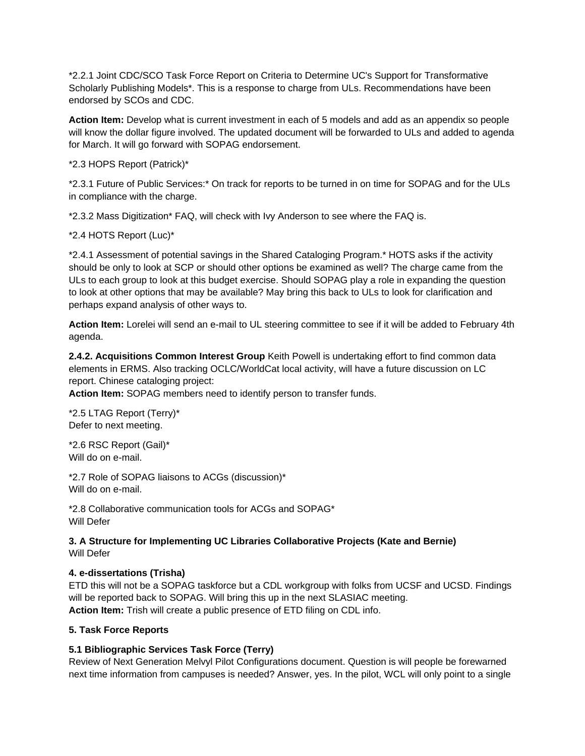*2.2.1 Joint CDC/SCO Task Force Report on Criteria to Determine UC's Support for Transformative Scholarly Publishing Models*. This is a response to charge from ULs. Recommendations have been endorsed by SCOs and CDC.

**Action Item:** Develop what is current investment in each of 5 models and add as an appendix so people will know the dollar figure involved. The updated document will be forwarded to ULs and added to agenda for March. It will go forward with SOPAG endorsement.

*2.3 HOPS Report (Patrick)*

*2.3.1 Future of Public Services:* On track for reports to be turned in on time for SOPAG and for the ULs in compliance with the charge.

*2.3.2 Mass Digitization* FAQ, will check with Ivy Anderson to see where the FAQ is.

*2.4 HOTS Report (Luc)*

*2.4.1 Assessment of potential savings in the Shared Cataloging Program.* HOTS asks if the activity should be only to look at SCP or should other options be examined as well? The charge came from the ULs to each group to look at this budget exercise. Should SOPAG play a role in expanding the question to look at other options that may be available? May bring this back to ULs to look for clarification and perhaps expand analysis of other ways to.

**Action Item:** Lorelei will send an e-mail to UL steering committee to see if it will be added to February 4th agenda.

**2.4.2. Acquisitions Common Interest Group** Keith Powell is undertaking effort to find common data elements in ERMS. Also tracking OCLC/WorldCat local activity, will have a future discussion on LC report. Chinese cataloging project:
**Action Item:** SOPAG members need to identify person to transfer funds.

*2.5 LTAG Report (Terry)*
Defer to next meeting.

*2.6 RSC Report (Gail)*
Will do on e-mail.

*2.7 Role of SOPAG liaisons to ACGs (discussion)*
Will do on e-mail.

*2.8 Collaborative communication tools for ACGs and SOPAG*
Will Defer

**3. A Structure for Implementing UC Libraries Collaborative Projects (Kate and Bernie)**
Will Defer

**4. e-dissertations (Trisha)**
ETD this will not be a SOPAG taskforce but a CDL workgroup with folks from UCSF and UCSD. Findings will be reported back to SOPAG. Will bring this up in the next SLASIAC meeting.
**Action Item:** Trish will create a public presence of ETD filing on CDL info.

**5. Task Force Reports**

**5.1 Bibliographic Services Task Force (Terry)**
Review of Next Generation Melvyl Pilot Configurations document. Question is will people be forewarned next time information from campuses is needed? Answer, yes. In the pilot, WCL will only point to a single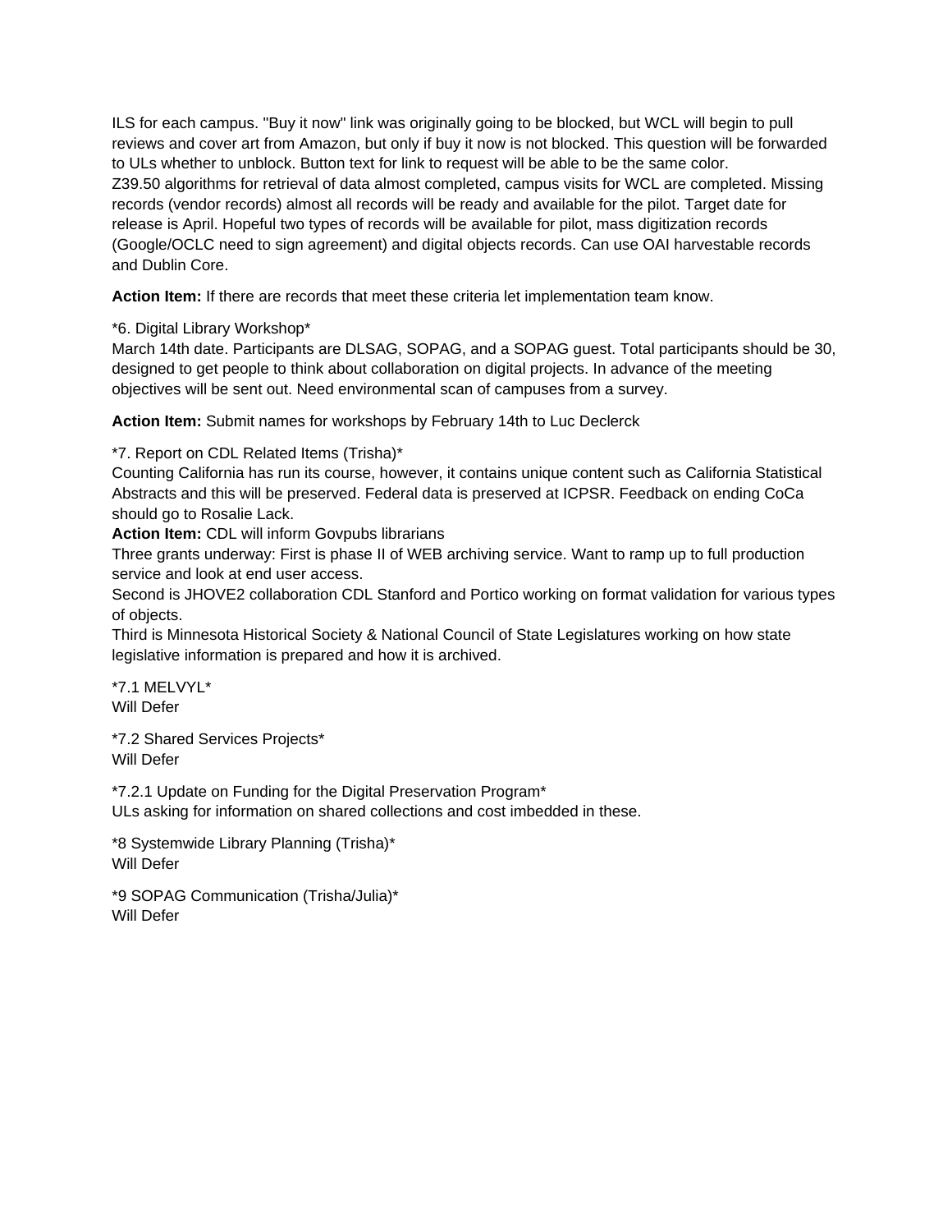ILS for each campus. "Buy it now" link was originally going to be blocked, but WCL will begin to pull reviews and cover art from Amazon, but only if buy it now is not blocked. This question will be forwarded to ULs whether to unblock. Button text for link to request will be able to be the same color.
Z39.50 algorithms for retrieval of data almost completed, campus visits for WCL are completed. Missing records (vendor records) almost all records will be ready and available for the pilot. Target date for release is April. Hopeful two types of records will be available for pilot, mass digitization records (Google/OCLC need to sign agreement) and digital objects records. Can use OAI harvestable records and Dublin Core.

**Action Item:** If there are records that meet these criteria let implementation team know.

*6. Digital Library Workshop*
March 14th date. Participants are DLSAG, SOPAG, and a SOPAG guest. Total participants should be 30, designed to get people to think about collaboration on digital projects. In advance of the meeting objectives will be sent out. Need environmental scan of campuses from a survey.

**Action Item:** Submit names for workshops by February 14th to Luc Declerck

*7. Report on CDL Related Items (Trisha)*
Counting California has run its course, however, it contains unique content such as California Statistical Abstracts and this will be preserved. Federal data is preserved at ICPSR. Feedback on ending CoCa should go to Rosalie Lack.
**Action Item:** CDL will inform Govpubs librarians
Three grants underway: First is phase II of WEB archiving service. Want to ramp up to full production service and look at end user access.
Second is JHOVE2 collaboration CDL Stanford and Portico working on format validation for various types of objects.
Third is Minnesota Historical Society & National Council of State Legislatures working on how state legislative information is prepared and how it is archived.

*7.1 MELVYL*
Will Defer

*7.2 Shared Services Projects*
Will Defer

*7.2.1 Update on Funding for the Digital Preservation Program*
ULs asking for information on shared collections and cost imbedded in these.

*8 Systemwide Library Planning (Trisha)*
Will Defer

*9 SOPAG Communication (Trisha/Julia)*
Will Defer